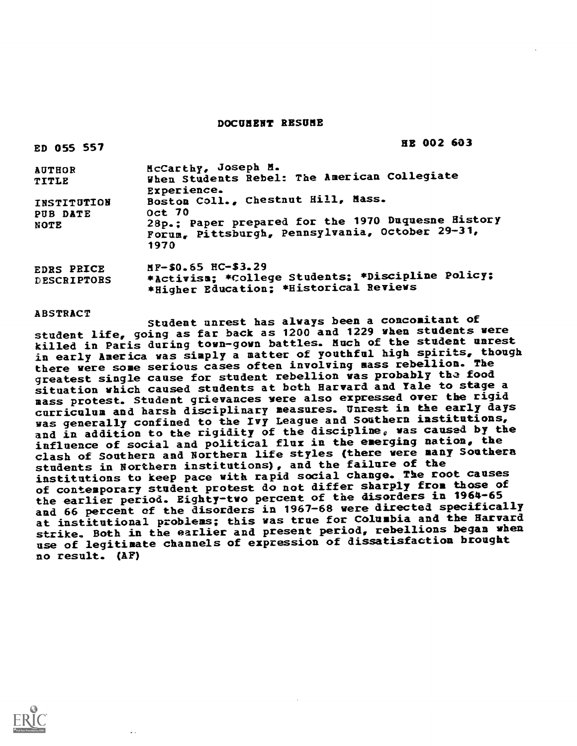# DOCUMENT RESUME

ED 055 557 HE 002 603

| | |
|---|---|
| AUTHOR | McCarthy, Joseph M. |
| TITLE | When Students Rebel: The American Collegiate Experience. |
| INSTITUTION | Boston Coll., Chestnut Hill, Mass. |
| PUB DATE | Oct 70 |
| NOTE | 28p.; Paper prepared for the 1970 Duquesne History Forum, Pittsburgh, Pennsylvania, October 29-31, 1970 |
| EDRS PRICE | MF-$0.65 HC-$3.29 |
| DESCRIPTORS | *Activism; *College Students; *Discipline Policy; *Higher Education; *Historical Reviews |

ABSTRACT

Student unrest has always been a concomitant of student life, going as far back as 1200 and 1229 when students were killed in Paris during town-gown battles. Much of the student unrest in early America was simply a matter of youthful high spirits, though there were some serious cases often involving mass rebellion. The greatest single cause for student rebellion was probably the food situation which caused students at both Harvard and Yale to stage a mass protest. Student grievances were also expressed over the rigid curriculum and harsh disciplinary measures. Unrest in the early days was generally confined to the Ivy League and Southern institutions, and in addition to the rigidity of the discipline, was caused by the influence of social and political flux in the emerging nation, the clash of Southern and Northern life styles (there were many Southern students in Northern institutions), and the failure of the institutions to keep pace with rapid social change. The root causes of contemporary student protest do not differ sharply from those of the earlier period. Eighty-two percent of the disorders in 1964-65 and 66 percent of the disorders in 1967-68 were directed specifically at institutional problems; this was true for Columbia and the Harvard strike. Both in the earlier and present period, rebellions began when use of legitimate channels of expression of dissatisfaction brought no result. (AF)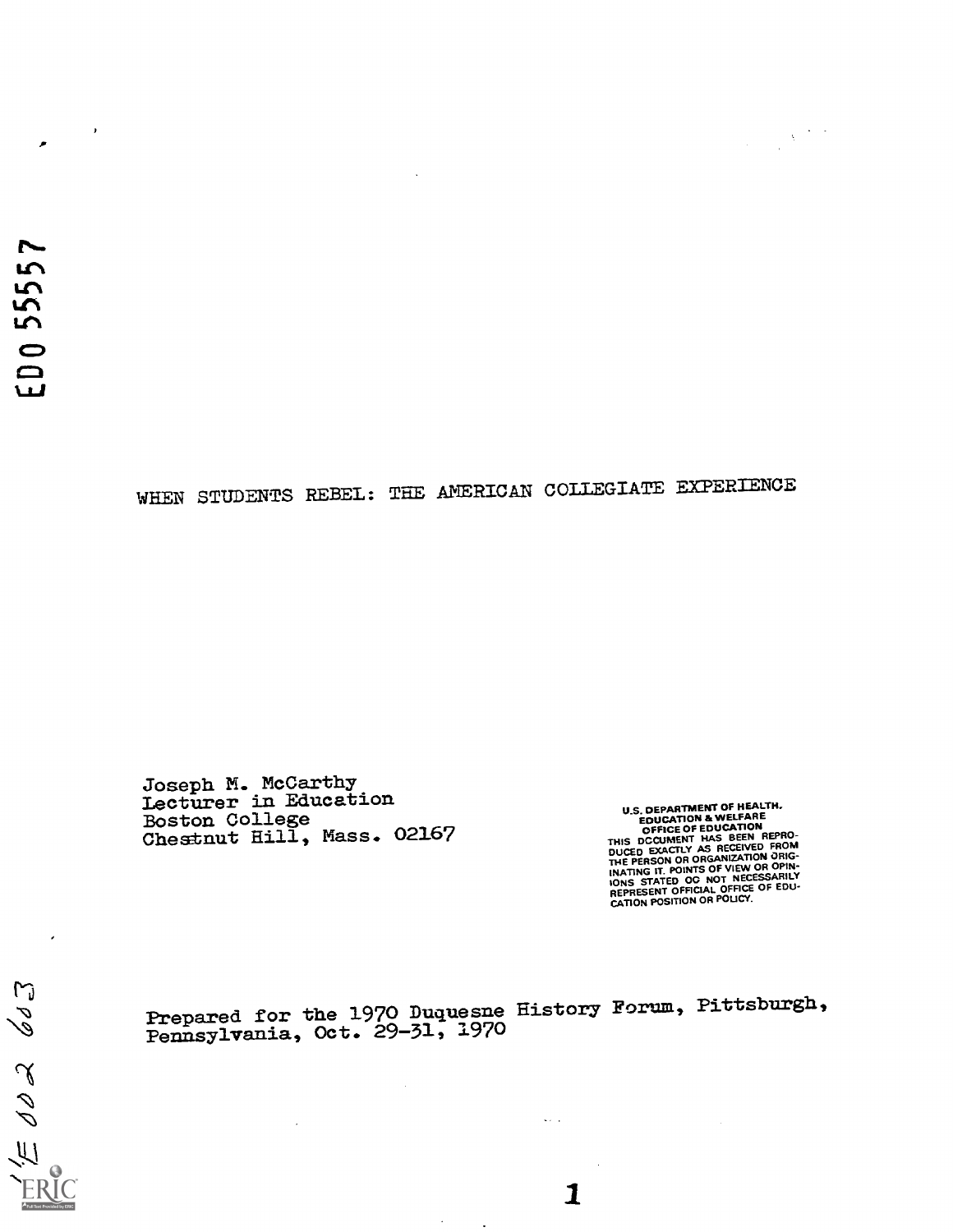# WHEN STUDENTS REBEL: THE AMERICAN COLLEGIATE EXPERIENCE

Joseph M. McCarthy
Lecturer in Education
Boston College
Chestnut Hill, Mass. 02167

U.S. DEPARTMENT OF HEALTH, EDUCATION & WELFARE
OFFICE OF EDUCATION
THIS DOCUMENT HAS BEEN REPRODUCED EXACTLY AS RECEIVED FROM THE PERSON OR ORGANIZATION ORIGINATING IT. POINTS OF VIEW OR OPINIONS STATED DO NOT NECESSARILY REPRESENT OFFICIAL OFFICE OF EDUCATION POSITION OR POLICY.

Prepared for the 1970 Duquesne History Forum, Pittsburgh, Pennsylvania, Oct. 29-31, 1970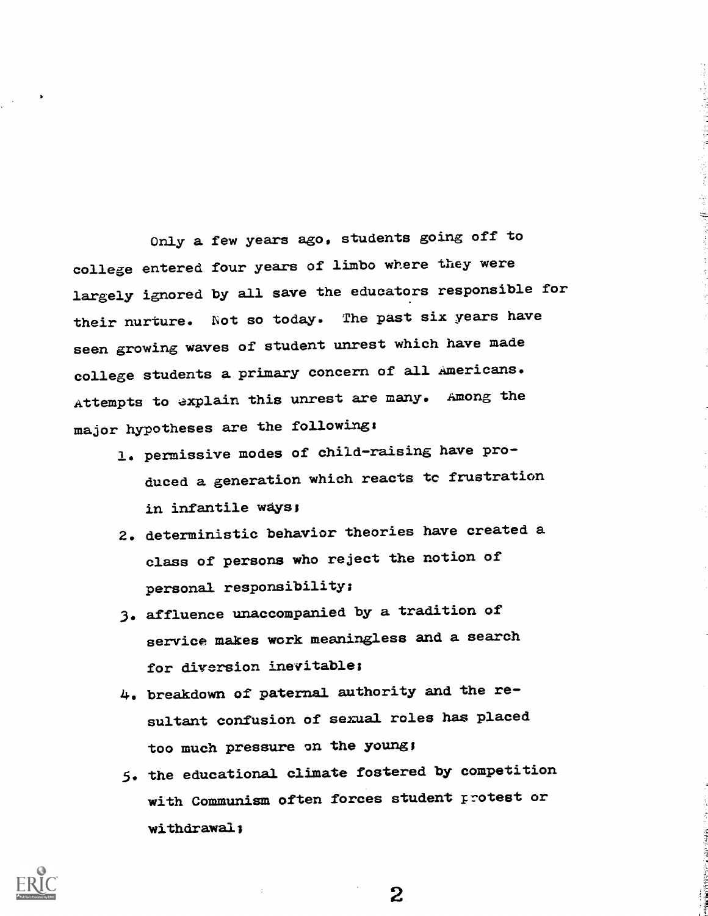Only a few years ago, students going off to college entered four years of limbo where they were largely ignored by all save the educators responsible for their nurture. Not so today. The past six years have seen growing waves of student unrest which have made college students a primary concern of all Americans. Attempts to explain this unrest are many. Among the major hypotheses are the following:

1. permissive modes of child-raising have produced a generation which reacts to frustration in infantile ways;
2. deterministic behavior theories have created a class of persons who reject the notion of personal responsibility;
3. affluence unaccompanied by a tradition of service makes work meaningless and a search for diversion inevitable;
4. breakdown of paternal authority and the resultant confusion of sexual roles has placed too much pressure on the young;
5. the educational climate fostered by competition with Communism often forces student protest or withdrawal;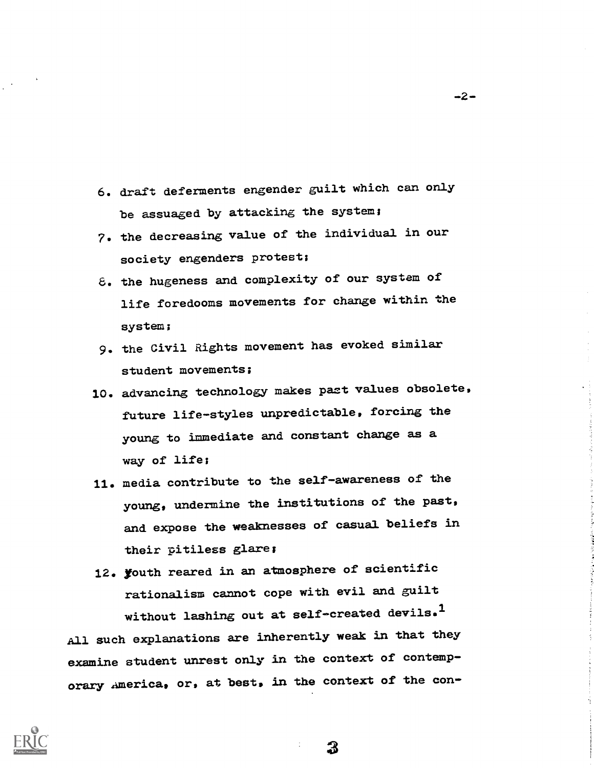6. draft deferments engender guilt which can only be assuaged by attacking the system;
7. the decreasing value of the individual in our society engenders protest;
8. the hugeness and complexity of our system of life foredooms movements for change within the system;
9. the Civil Rights movement has evoked similar student movements;
10. advancing technology makes past values obsolete, future life-styles unpredictable, forcing the young to immediate and constant change as a way of life;
11. media contribute to the self-awareness of the young, undermine the institutions of the past, and expose the weaknesses of casual beliefs in their pitiless glare;
12. youth reared in an atmosphere of scientific rationalism cannot cope with evil and guilt without lashing out at self-created devils.[1]

All such explanations are inherently weak in that they examine student unrest only in the context of contemporary America, or, at best, in the context of the con-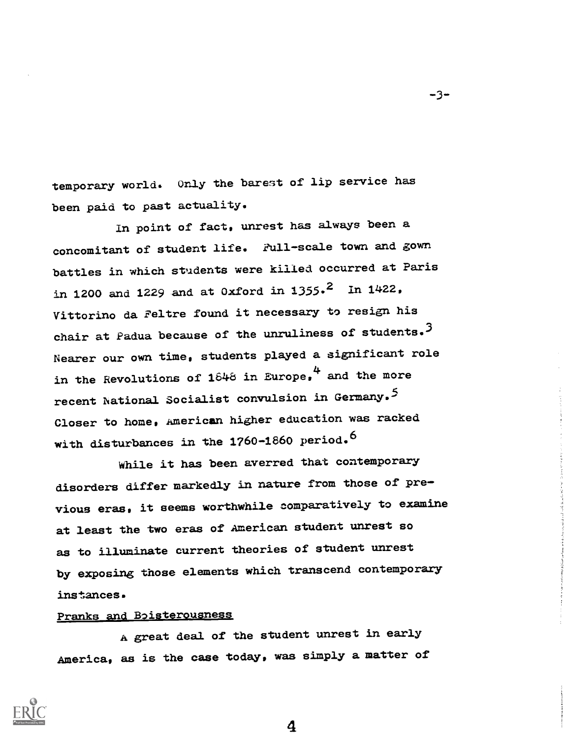temporary world. Only the barest of lip service has been paid to past actuality.

In point of fact, unrest has always been a concomitant of student life. Full-scale town and gown battles in which students were killed occurred at Paris in 1200 and 1229 and at Oxford in 1355.[2] In 1422, Vittorino da Feltre found it necessary to resign his chair at Padua because of the unruliness of students.[3] Nearer our own time, students played a significant role in the Revolutions of 1848 in Europe,[4] and the more recent National Socialist convulsion in Germany.[5] Closer to home, American higher education was racked with disturbances in the 1760-1860 period.[6]

While it has been averred that contemporary disorders differ markedly in nature from those of previous eras, it seems worthwhile comparatively to examine at least the two eras of American student unrest so as to illuminate current theories of student unrest by exposing those elements which transcend contemporary instances.

## Pranks and Boisterousness

A great deal of the student unrest in early America, as is the case today, was simply a matter of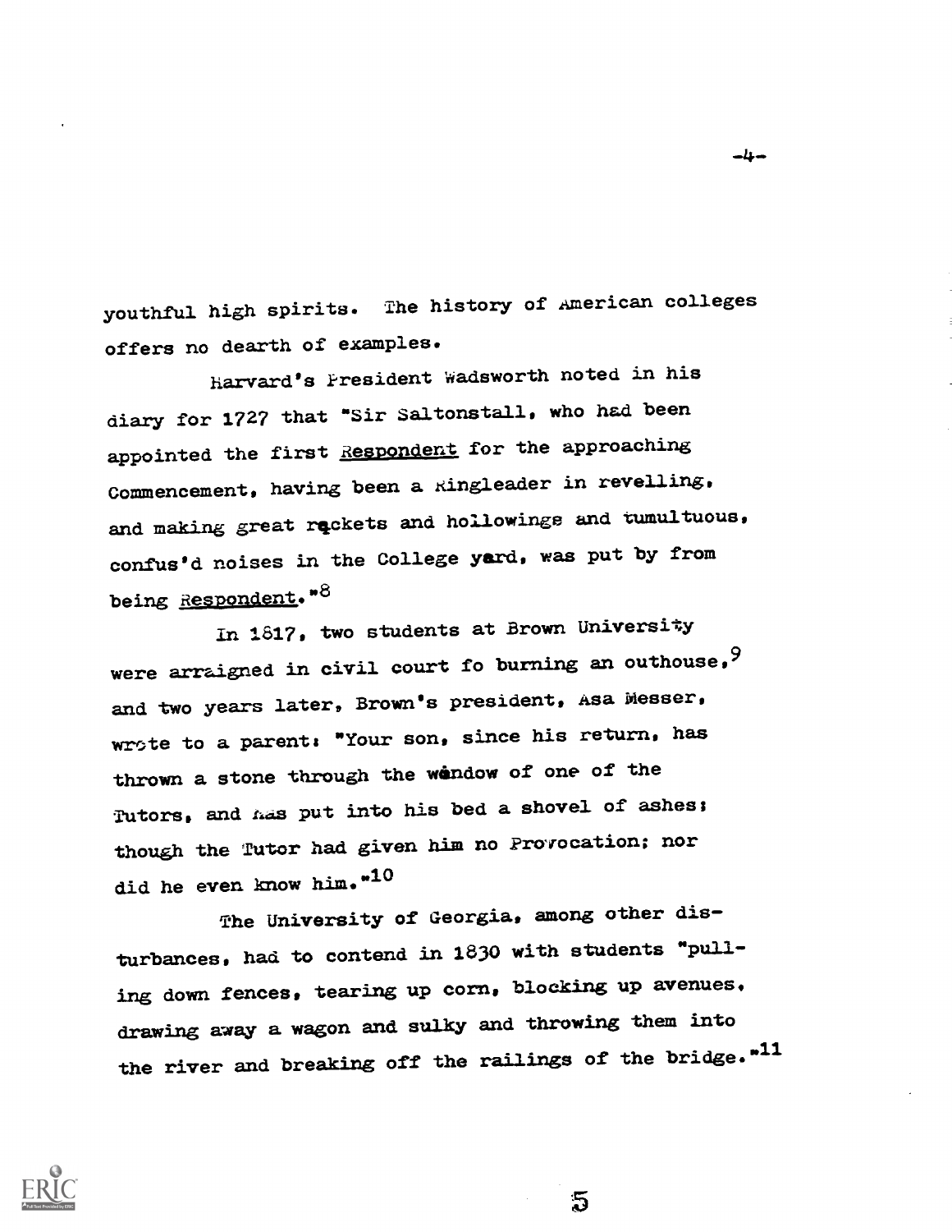youthful high spirits. The history of American colleges offers no dearth of examples.

Harvard's President Wadsworth noted in his diary for 1727 that "Sir Saltonstall, who had been appointed the first _Respondent_ for the approaching Commencement, having been a Ringleader in revelling, and making great rackets and hollowings and tumultuous, confus'd noises in the College yard, was put by from being _Respondent_."[8]

In 1817, two students at Brown University were arraigned in civil court fo burning an outhouse,[9] and two years later, Brown's president, Asa Messer, wrote to a parent: "Your son, since his return, has thrown a stone through the window of one of the Tutors, and has put into his bed a shovel of ashes; though the Tutor had given him no Provocation; nor did he even know him."[10]

The University of Georgia, among other disturbances, had to contend in 1830 with students "pulling down fences, tearing up corn, blocking up avenues, drawing away a wagon and sulky and throwing them into the river and breaking off the railings of the bridge."[11]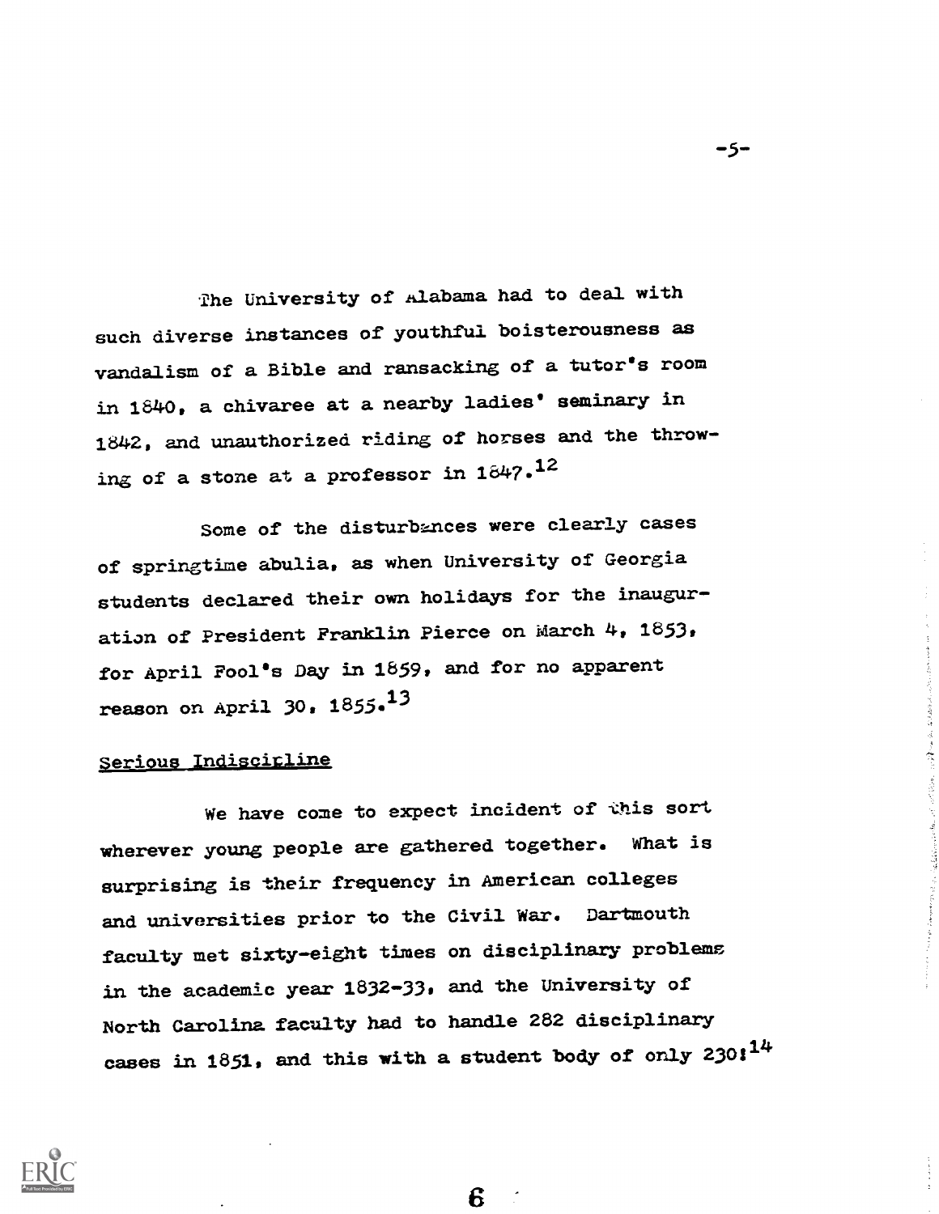The University of Alabama had to deal with such diverse instances of youthful boisterousness as vandalism of a Bible and ransacking of a tutor's room in 1840, a chivaree at a nearby ladies' seminary in 1842, and unauthorized riding of horses and the throwing of a stone at a professor in 1847.[12]

Some of the disturbances were clearly cases of springtime abulia, as when University of Georgia students declared their own holidays for the inauguration of President Franklin Pierce on March 4, 1853, for April Fool's Day in 1859, and for no apparent reason on April 30, 1855.[13]

## Serious Indiscipline

We have come to expect incident of this sort wherever young people are gathered together. What is surprising is their frequency in American colleges and universities prior to the Civil War. Dartmouth faculty met sixty-eight times on disciplinary problems in the academic year 1832-33, and the University of North Carolina faculty had to handle 282 disciplinary cases in 1851, and this with a student body of only 230![14]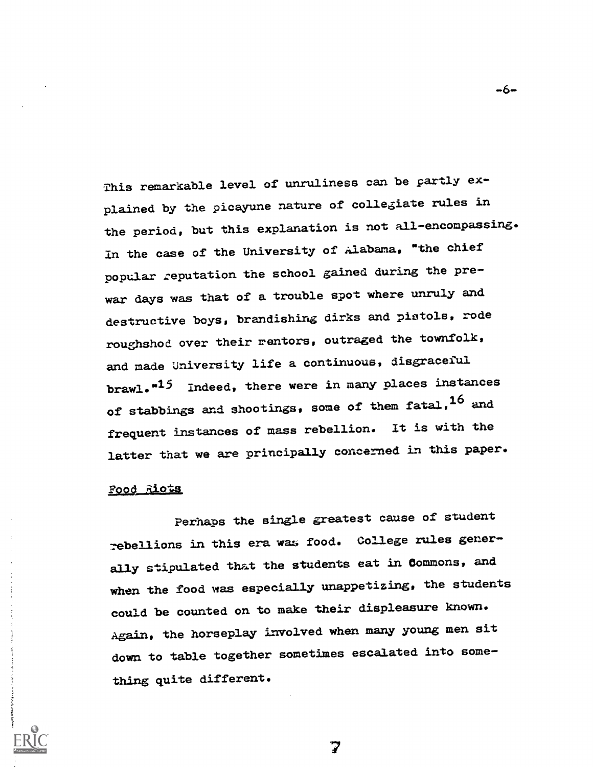This remarkable level of unruliness can be partly explained by the picayune nature of collegiate rules in the period, but this explanation is not all-encompassing. In the case of the University of Alabama, "the chief popular reputation the school gained during the pre-war days was that of a trouble spot where unruly and destructive boys, brandishing dirks and pistols, rode roughshod over their mentors, outraged the townfolk, and made University life a continuous, disgraceful brawl."[15] Indeed, there were in many places instances of stabbings and shootings, some of them fatal,[16] and frequent instances of mass rebellion. It is with the latter that we are principally concerned in this paper.

## Food Riots

Perhaps the single greatest cause of student rebellions in this era was food. College rules generally stipulated that the students eat in Commons, and when the food was especially unappetizing, the students could be counted on to make their displeasure known. Again, the horseplay involved when many young men sit down to table together sometimes escalated into something quite different.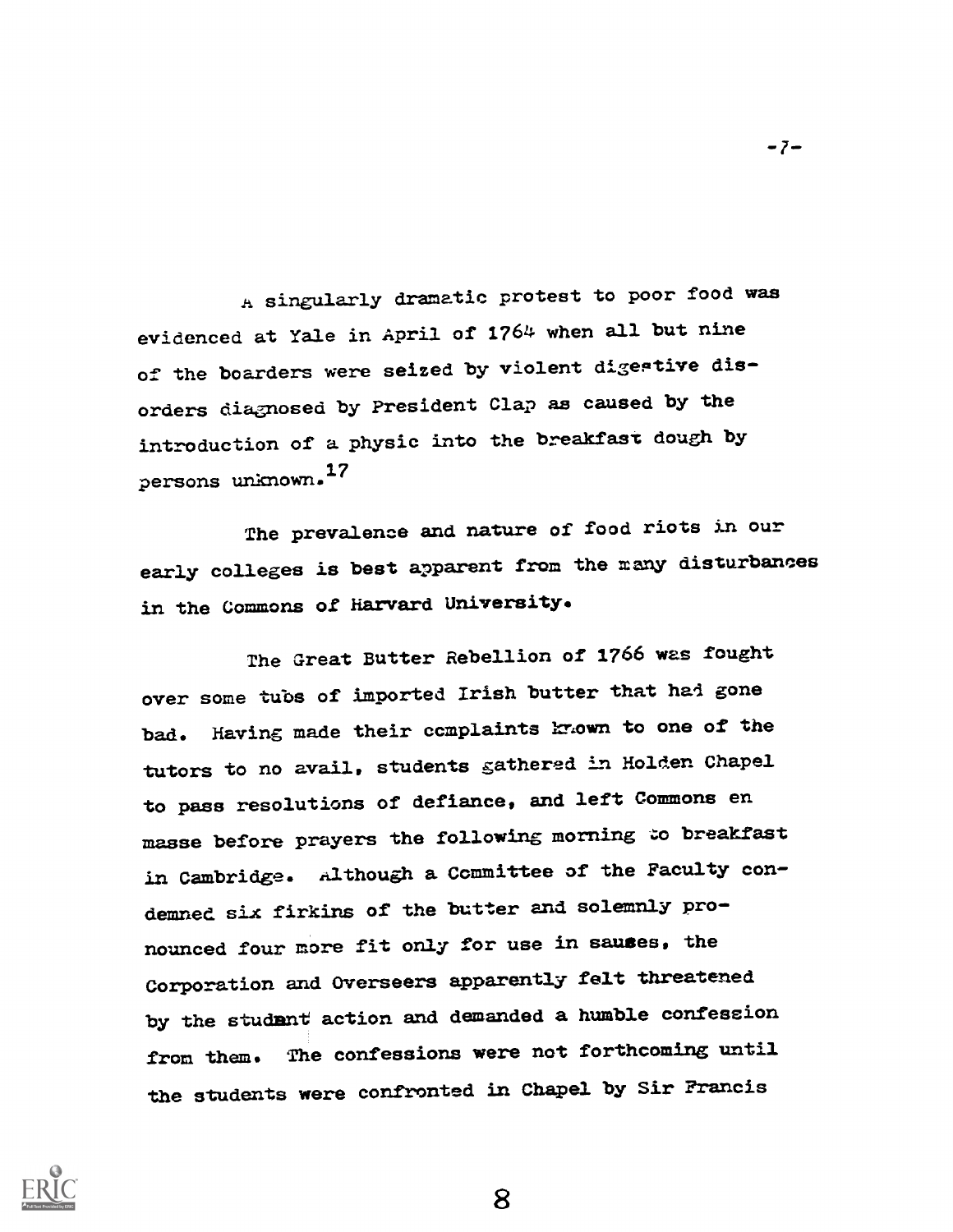A singularly dramatic protest to poor food was evidenced at Yale in April of 1764 when all but nine of the boarders were seized by violent digestive disorders diagnosed by President Clap as caused by the introduction of a physic into the breakfast dough by persons unknown.[17]

The prevalence and nature of food riots in our early colleges is best apparent from the many disturbances in the Commons of Harvard University.

The Great Butter Rebellion of 1766 was fought over some tubs of imported Irish butter that had gone bad. Having made their complaints known to one of the tutors to no avail, students gathered in Holden Chapel to pass resolutions of defiance, and left Commons en masse before prayers the following morning to breakfast in Cambridge. Although a Committee of the Faculty condemned six firkins of the butter and solemnly pronounced four more fit only for use in sauses, the Corporation and Overseers apparently felt threatened by the studnnt action and demanded a humble confession from them. The confessions were not forthcoming until the students were confronted in Chapel by Sir Francis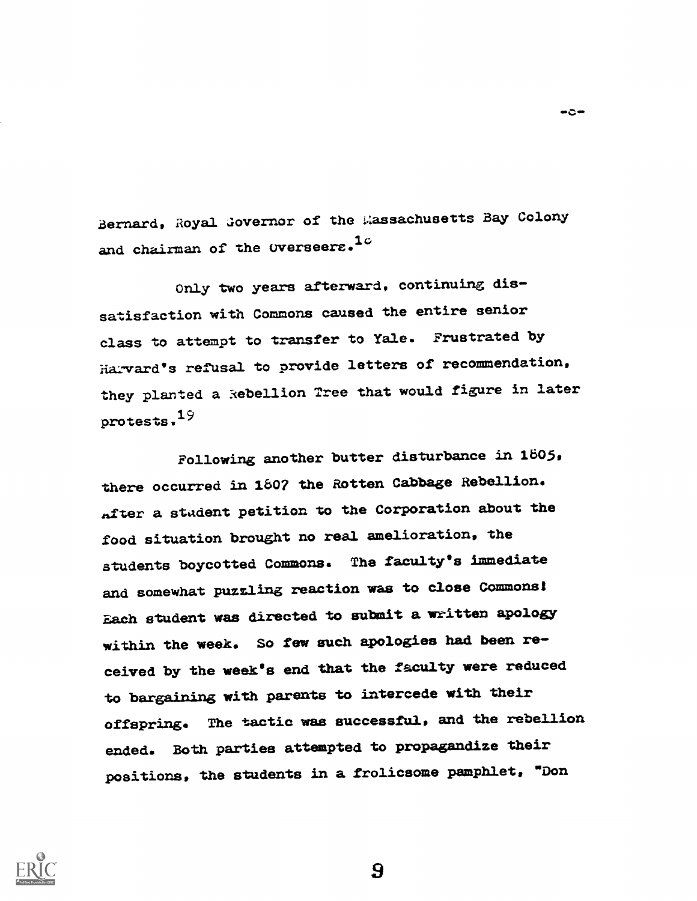Bernard, Royal Governor of the Massachusetts Bay Colony and chairman of the Overseers.[18]

Only two years afterward, continuing dissatisfaction with Commons caused the entire senior class to attempt to transfer to Yale. Frustrated by Harvard's refusal to provide letters of recommendation, they planted a Rebellion Tree that would figure in later protests.[19]

Following another butter disturbance in 1805, there occurred in 1807 the Rotten Cabbage Rebellion. After a student petition to the Corporation about the food situation brought no real amelioration, the students boycotted Commons. The faculty's immediate and somewhat puzzling reaction was to close Commons! Each student was directed to submit a written apology within the week. So few such apologies had been received by the week's end that the faculty were reduced to bargaining with parents to intercede with their offspring. The tactic was successful, and the rebellion ended. Both parties attempted to propagandize their positions, the students in a frolicsome pamphlet, "Don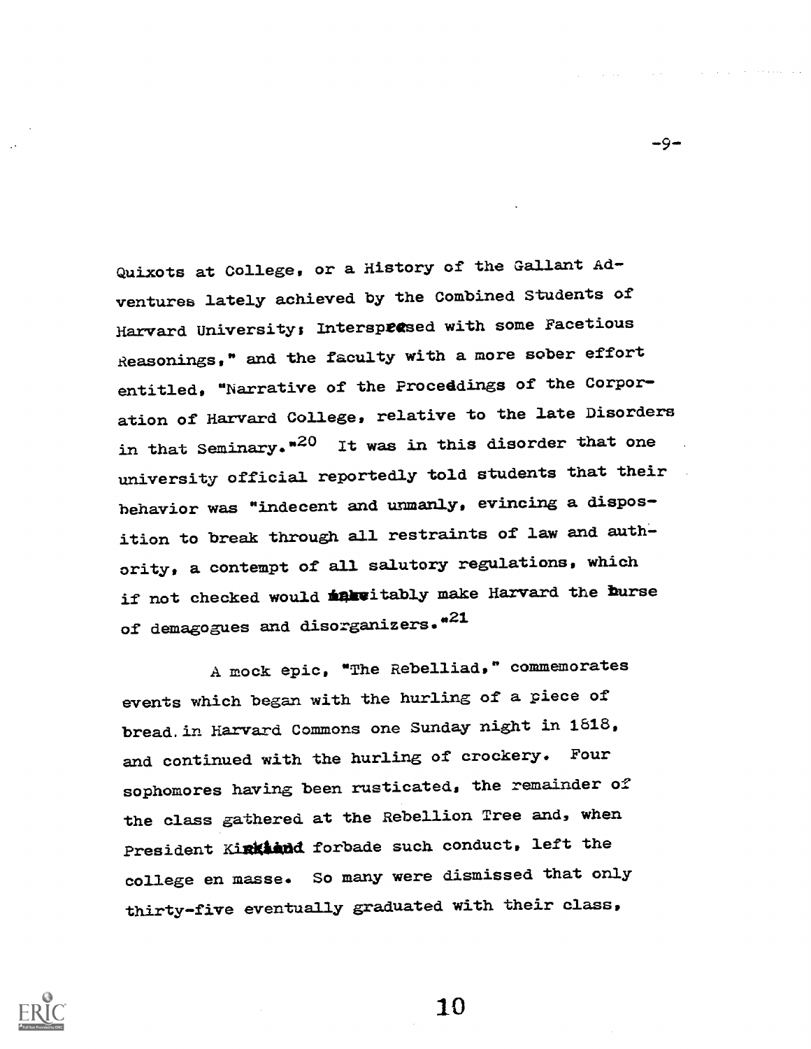Quixots at College, or a History of the Gallant Adventures lately achieved by the Combined Students of Harvard University; Interspersed with some Facetious Reasonings," and the faculty with a more sober effort entitled, "Narrative of the Proceedings of the Corporation of Harvard College, relative to the late Disorders in that Seminary."[20] It was in this disorder that one university official reportedly told students that their behavior was "indecent and unmanly, evincing a disposition to break through all restraints of law and authority, a contempt of all salutory regulations, which if not checked would inevitably make Harvard the nurse of demagogues and disorganizers."[21]

A mock epic, "The Rebelliad," commemorates events which began with the hurling of a piece of bread in Harvard Commons one Sunday night in 1818, and continued with the hurling of crockery. Four sophomores having been rusticated, the remainder of the class gathered at the Rebellion Tree and, when President Kirkland forbade such conduct, left the college en masse. So many were dismissed that only thirty-five eventually graduated with their class,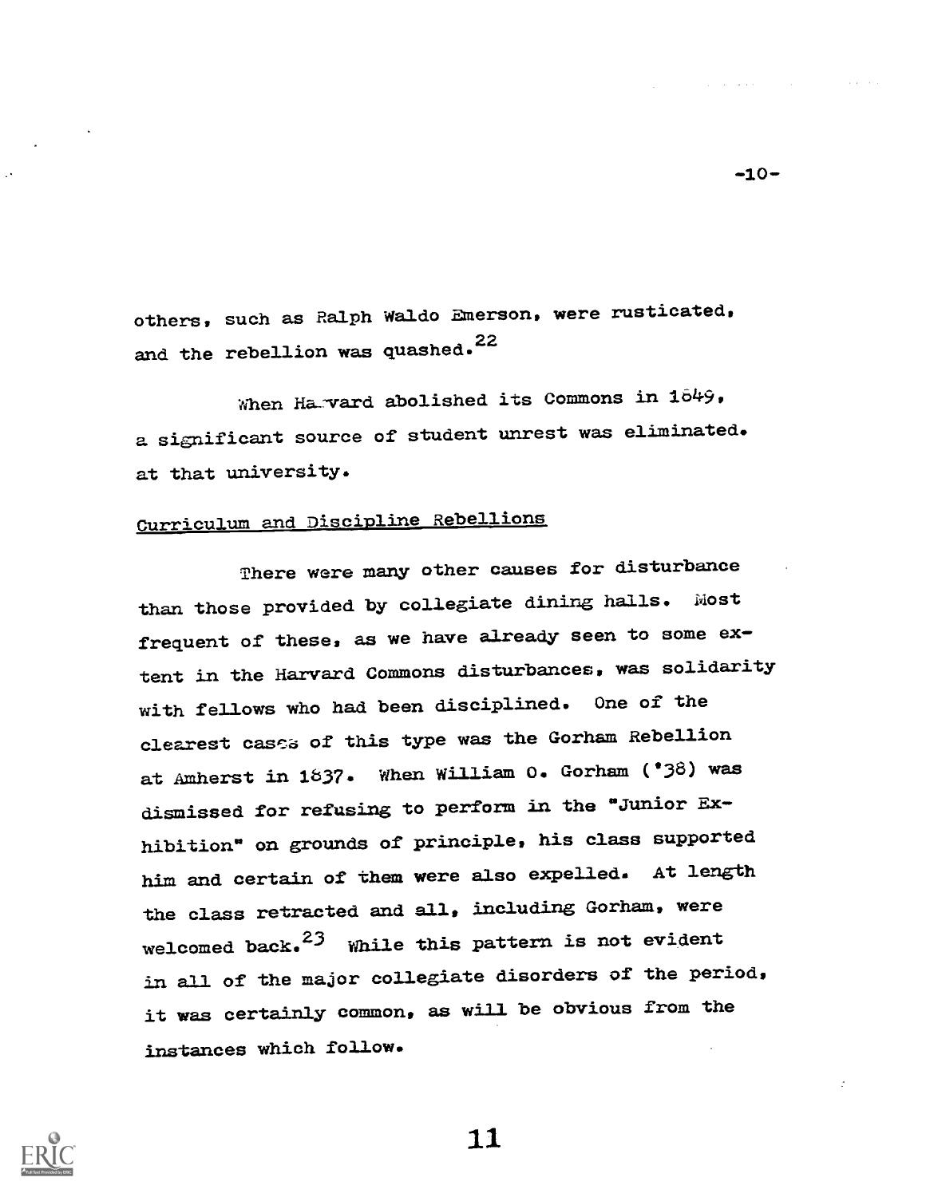others, such as Ralph Waldo Emerson, were rusticated, and the rebellion was quashed.[22]

When Harvard abolished its Commons in 1849, a significant source of student unrest was eliminated. at that university.

## Curriculum and Discipline Rebellions

There were many other causes for disturbance than those provided by collegiate dining halls. Most frequent of these, as we have already seen to some extent in the Harvard Commons disturbances, was solidarity with fellows who had been disciplined. One of the clearest cases of this type was the Gorham Rebellion at Amherst in 1837. When William O. Gorham ('38) was dismissed for refusing to perform in the "Junior Exhibition" on grounds of principle, his class supported him and certain of them were also expelled. At length the class retracted and all, including Gorham, were welcomed back.[23] While this pattern is not evident in all of the major collegiate disorders of the period, it was certainly common, as will be obvious from the instances which follow.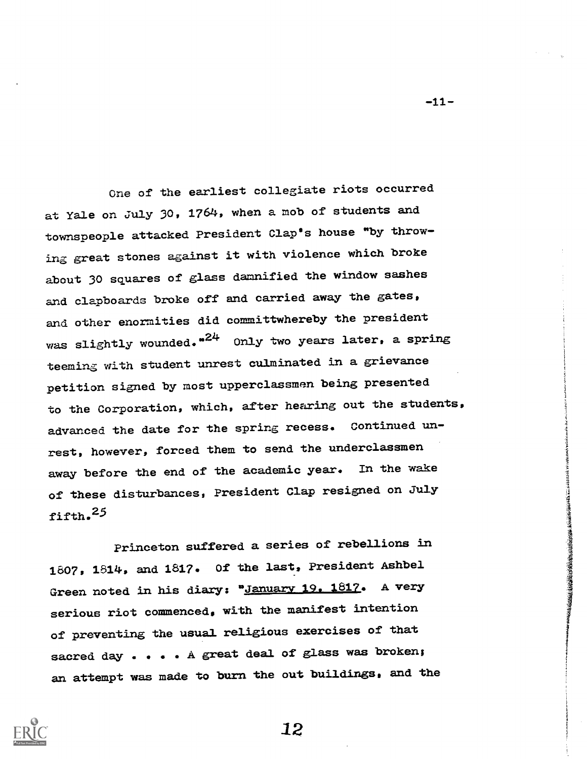One of the earliest collegiate riots occurred at Yale on July 30, 1764, when a mob of students and townspeople attacked President Clap's house "by throwing great stones against it with violence which broke about 30 squares of glass damnified the window sashes and clapboards broke off and carried away the gates, and other enormities did committwhereby the president was slightly wounded."[24] Only two years later, a spring teeming with student unrest culminated in a grievance petition signed by most upperclassmen being presented to the Corporation, which, after hearing out the students, advanced the date for the spring recess. Continued unrest, however, forced them to send the underclassmen away before the end of the academic year. In the wake of these disturbances, President Clap resigned on July fifth.[25]

Princeton suffered a series of rebellions in 1807, 1814, and 1817. Of the last, President Ashbel Green noted in his diary: "January 19, 1817. A very serious riot commenced, with the manifest intention of preventing the usual religious exercises of that sacred day . . . . A great deal of glass was broken; an attempt was made to burn the out buildings, and the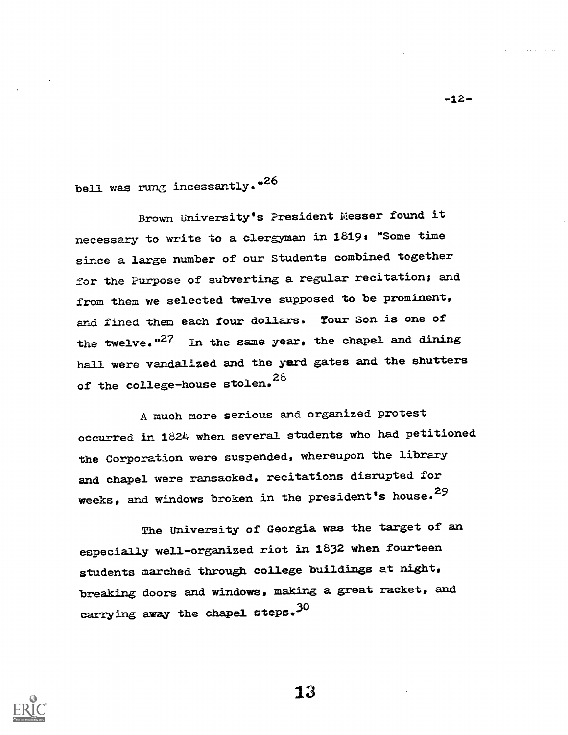bell was rung incessantly."[26]

Brown University's President Messer found it necessary to write to a clergyman in 1819: "Some time since a large number of our Students combined together for the Purpose of subverting a regular recitation; and from them we selected twelve supposed to be prominent, and fined them each four dollars. Your Son is one of the twelve."[27] In the same year, the chapel and dining hall were vandalized and the yard gates and the shutters of the college-house stolen.[28]

A much more serious and organized protest occurred in 1824 when several students who had petitioned the Corporation were suspended, whereupon the library and chapel were ransacked, recitations disrupted for weeks, and windows broken in the president's house.[29]

The University of Georgia was the target of an especially well-organized riot in 1832 when fourteen students marched through college buildings at night, breaking doors and windows, making a great racket, and carrying away the chapel steps.[30]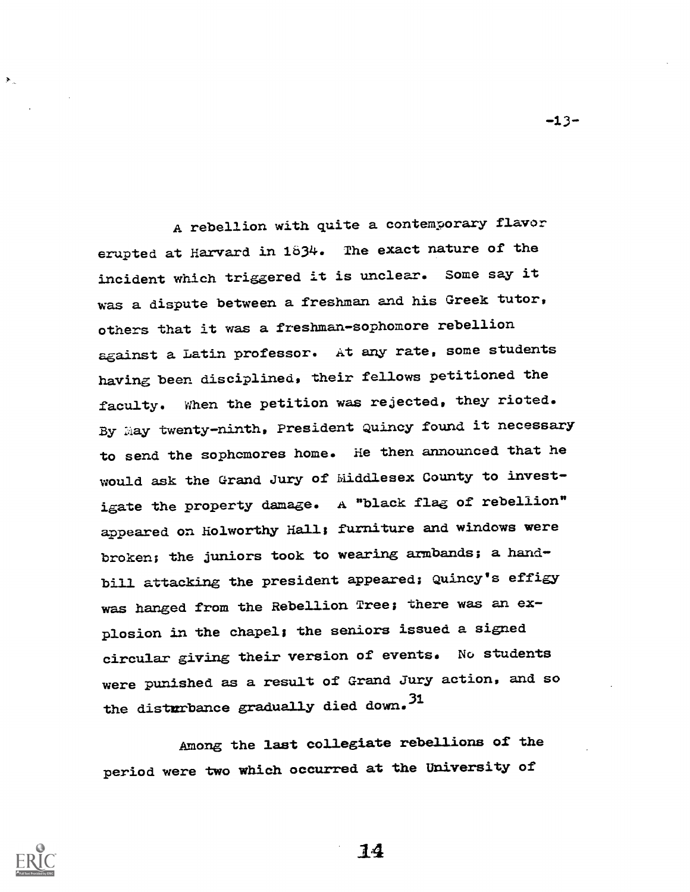A rebellion with quite a contemporary flavor erupted at Harvard in 1834. The exact nature of the incident which triggered it is unclear. Some say it was a dispute between a freshman and his Greek tutor, others that it was a freshman-sophomore rebellion against a Latin professor. At any rate, some students having been disciplined, their fellows petitioned the faculty. When the petition was rejected, they rioted. By May twenty-ninth, President Quincy found it necessary to send the sophomores home. He then announced that he would ask the Grand Jury of Middlesex County to investigate the property damage. A "black flag of rebellion" appeared on Holworthy Hall; furniture and windows were broken; the juniors took to wearing armbands; a handbill attacking the president appeared; Quincy's effigy was hanged from the Rebellion Tree; there was an explosion in the chapel; the seniors issued a signed circular giving their version of events. No students were punished as a result of Grand Jury action, and so the disturbance gradually died down.[31]

Among the last collegiate rebellions of the period were two which occurred at the University of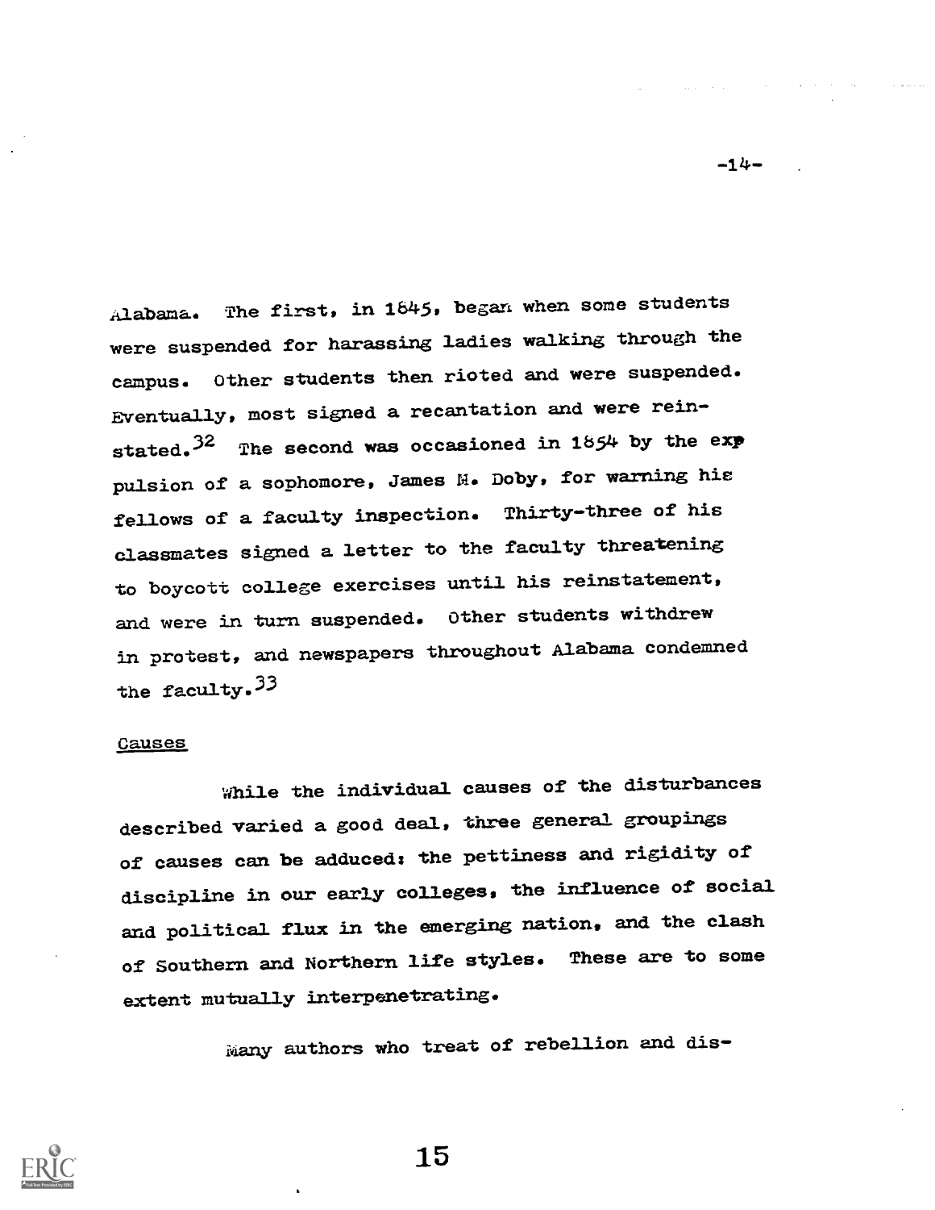Alabama. The first, in 1845, began when some students were suspended for harassing ladies walking through the campus. Other students then rioted and were suspended. Eventually, most signed a recantation and were reinstated.[32] The second was occasioned in 1854 by the expulsion of a sophomore, James M. Doby, for warning his fellows of a faculty inspection. Thirty-three of his classmates signed a letter to the faculty threatening to boycott college exercises until his reinstatement, and were in turn suspended. Other students withdrew in protest, and newspapers throughout Alabama condemned the faculty.[33]

## Causes

While the individual causes of the disturbances described varied a good deal, three general groupings of causes can be adduced: the pettiness and rigidity of discipline in our early colleges, the influence of social and political flux in the emerging nation, and the clash of Southern and Northern life styles. These are to some extent mutually interpenetrating.

Many authors who treat of rebellion and dis-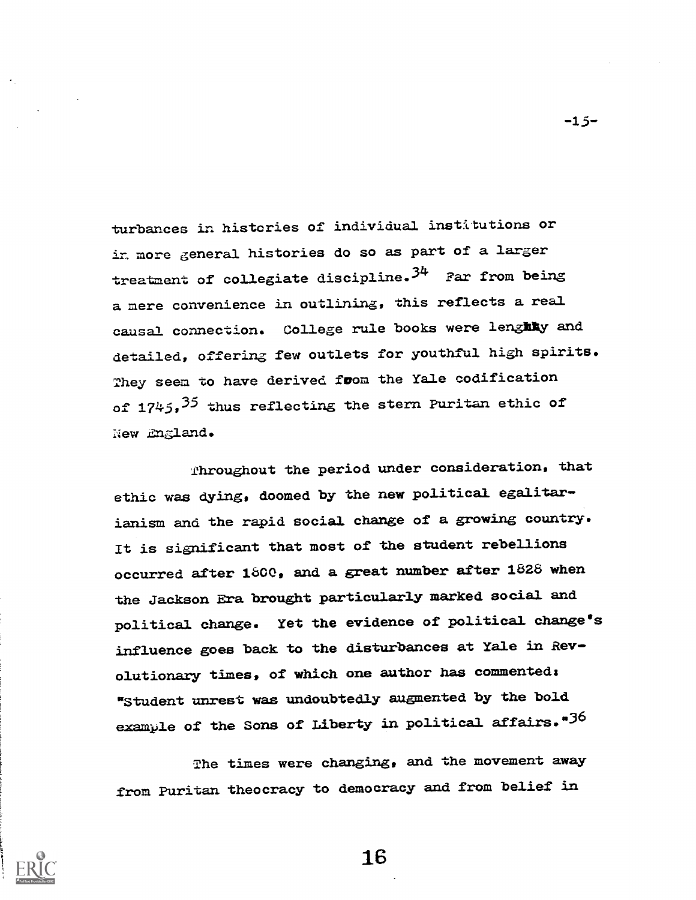turbances in histories of individual institutions or in more general histories do so as part of a larger treatment of collegiate discipline.[34] Far from being a mere convenience in outlining, this reflects a real causal connection. College rule books were lengthy and detailed, offering few outlets for youthful high spirits. They seem to have derived from the Yale codification of 1745,[35] thus reflecting the stern Puritan ethic of New England.

Throughout the period under consideration, that ethic was dying, doomed by the new political egalitarianism and the rapid social change of a growing country. It is significant that most of the student rebellions occurred after 1800, and a great number after 1828 when the Jackson Era brought particularly marked social and political change. Yet the evidence of political change's influence goes back to the disturbances at Yale in Revolutionary times, of which one author has commented: "Student unrest was undoubtedly augmented by the bold example of the Sons of Liberty in political affairs."[36]

The times were changing, and the movement away from Puritan theocracy to democracy and from belief in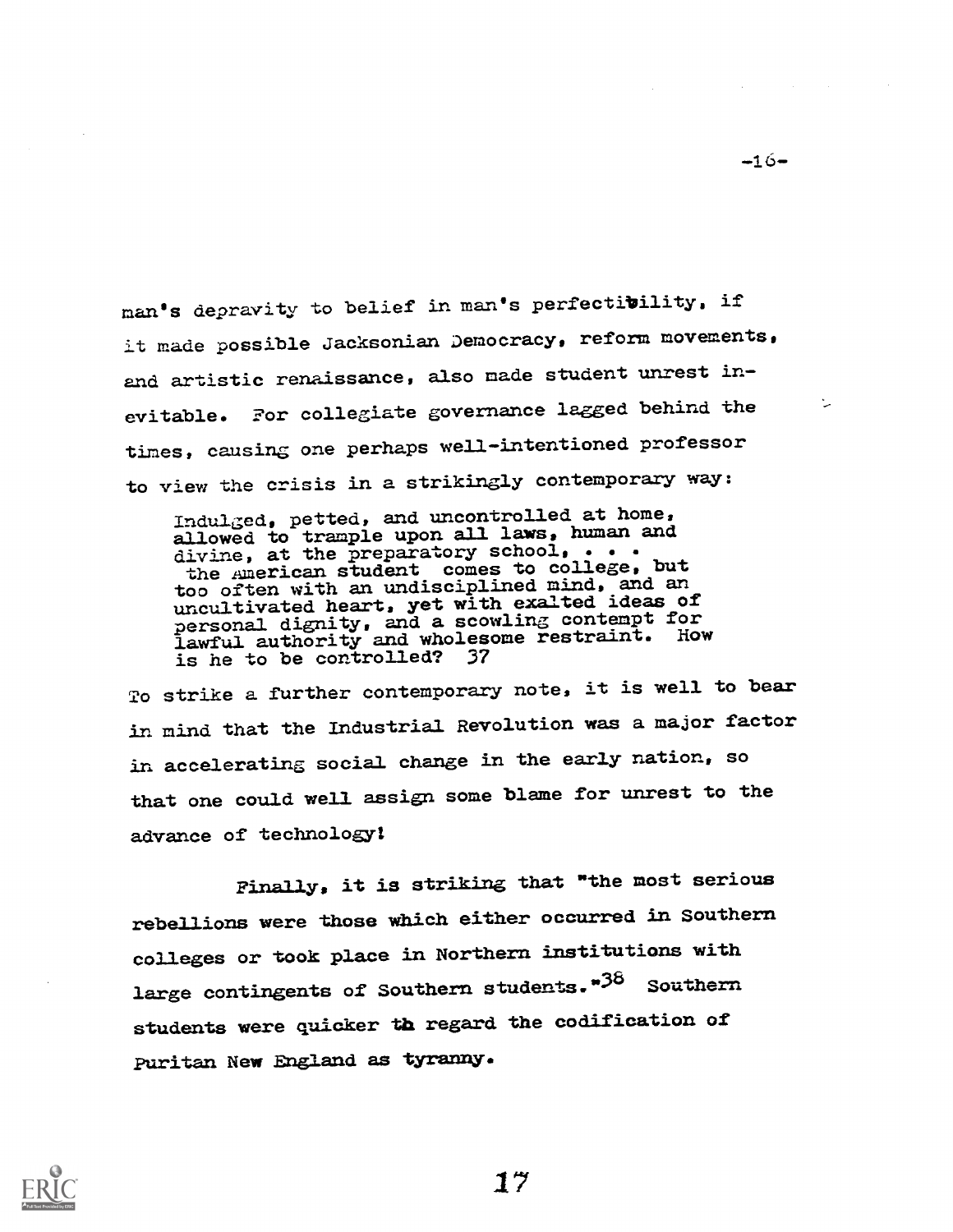man's depravity to belief in man's perfectibility, if it made possible Jacksonian Democracy, reform movements, and artistic renaissance, also made student unrest inevitable. For collegiate governance lagged behind the times, causing one perhaps well-intentioned professor to view the crisis in a strikingly contemporary way:

> Indulged, petted, and uncontrolled at home, allowed to trample upon all laws, human and divine, at the preparatory school, . . . the American student comes to college, but too often with an undisciplined mind, and an uncultivated heart, yet with exalted ideas of personal dignity, and a scowling contempt for lawful authority and wholesome restraint. How is he to be controlled? [37]

To strike a further contemporary note, it is well to bear in mind that the Industrial Revolution was a major factor in accelerating social change in the early nation, so that one could well assign some blame for unrest to the advance of technology!

Finally, it is striking that "the most serious rebellions were those which either occurred in Southern colleges or took place in Northern institutions with large contingents of Southern students."[38] Southern students were quicker th regard the codification of Puritan New England as tyranny.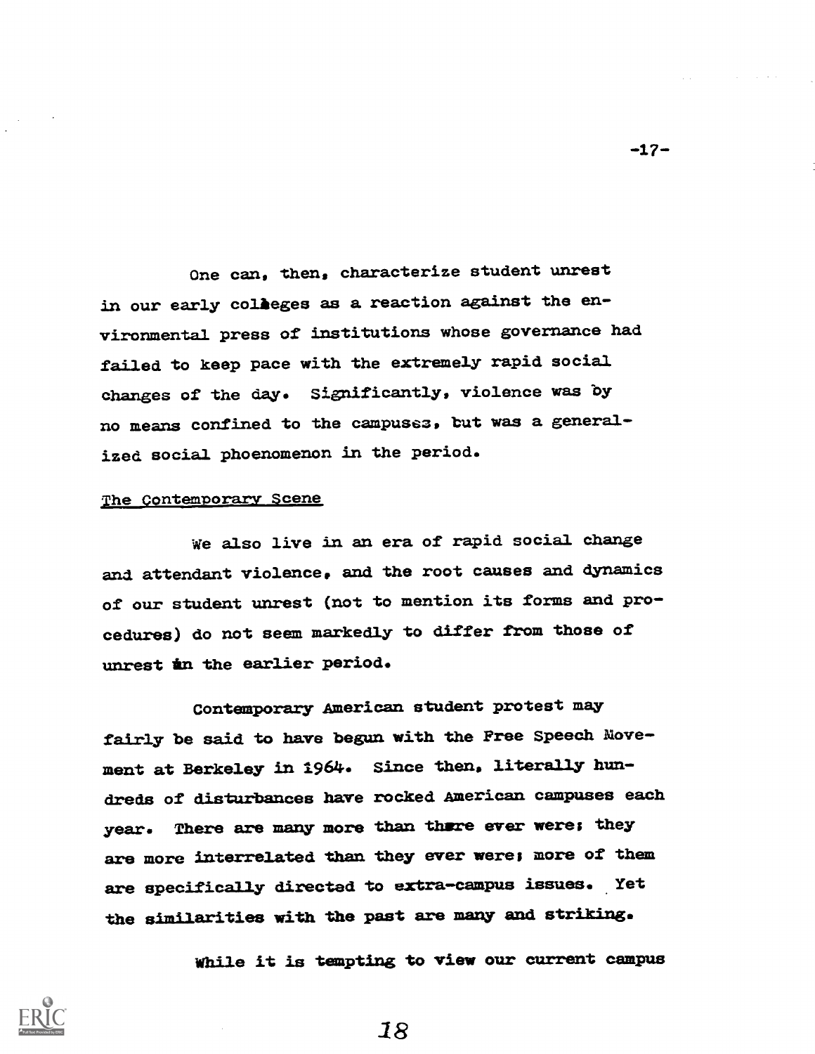One can, then, characterize student unrest in our early colleges as a reaction against the environmental press of institutions whose governance had failed to keep pace with the extremely rapid social changes of the day. Significantly, violence was by no means confined to the campuses, but was a generalized social phoenomenon in the period.

## The Contemporary Scene

We also live in an era of rapid social change and attendant violence, and the root causes and dynamics of our student unrest (not to mention its forms and procedures) do not seem markedly to differ from those of unrest in the earlier period.

Contemporary American student protest may fairly be said to have begun with the Free Speech Movement at Berkeley in 1964. Since then, literally hundreds of disturbances have rocked American campuses each year. There are many more than there ever were; they are more interrelated than they ever were; more of them are specifically directed to extra-campus issues. Yet the similarities with the past are many and striking.

While it is tempting to view our current campus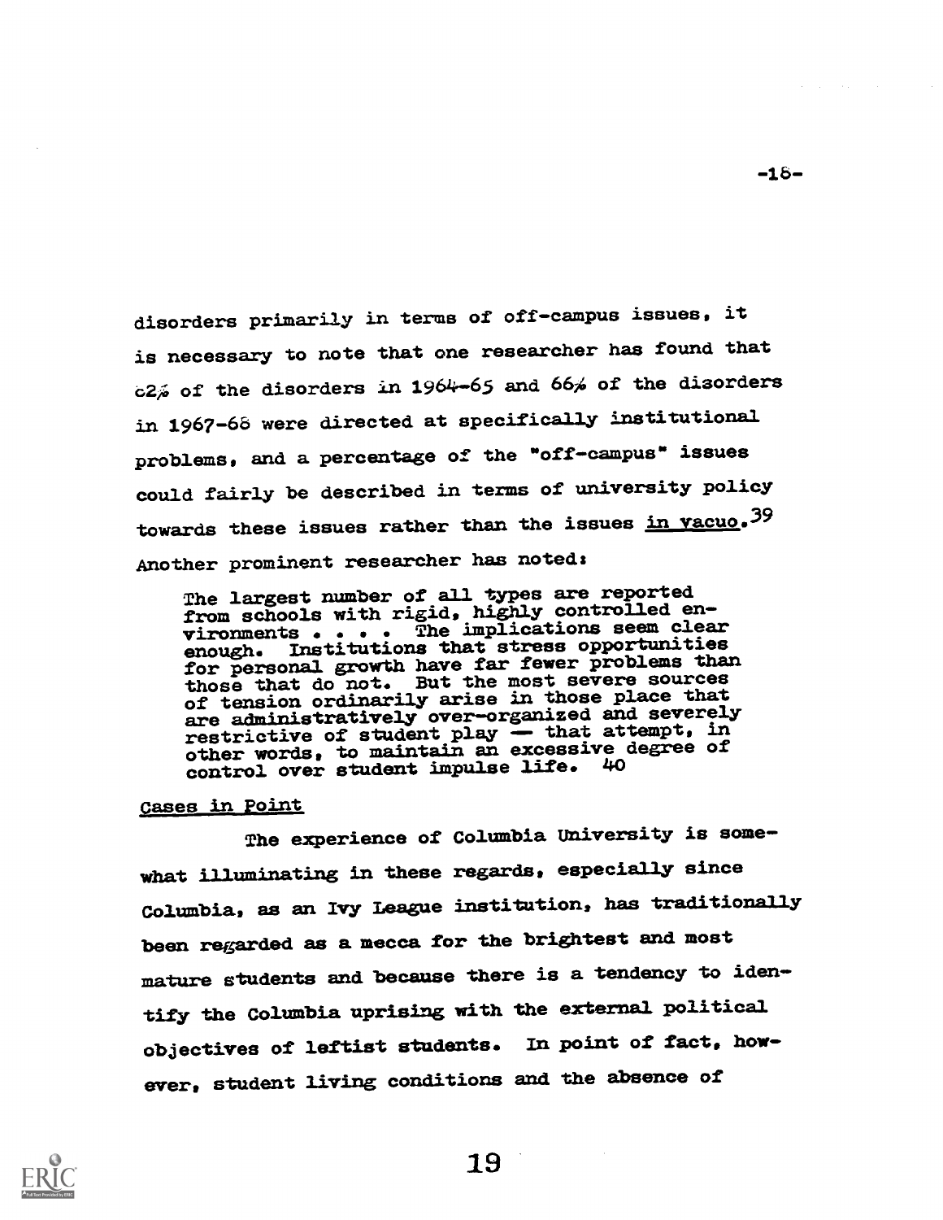disorders primarily in terms of off-campus issues, it is necessary to note that one researcher has found that 62% of the disorders in 1964-65 and 66% of the disorders in 1967-68 were directed at specifically institutional problems, and a percentage of the "off-campus" issues could fairly be described in terms of university policy towards these issues rather than the issues _in vacuo_.[39] Another prominent researcher has noted:

> The largest number of all types are reported from schools with rigid, highly controlled environments . . . . The implications seem clear enough. Institutions that stress opportunities for personal growth have far fewer problems than those that do not. But the most severe sources of tension ordinarily arise in those place that are administratively over-organized and severely restrictive of student play — that attempt, in other words, to maintain an excessive degree of control over student impulse life. [40]

Cases in Point

The experience of Columbia University is somewhat illuminating in these regards, especially since Columbia, as an Ivy League institution, has traditionally been regarded as a mecca for the brightest and most mature students and because there is a tendency to identify the Columbia uprising with the external political objectives of leftist students. In point of fact, however, student living conditions and the absence of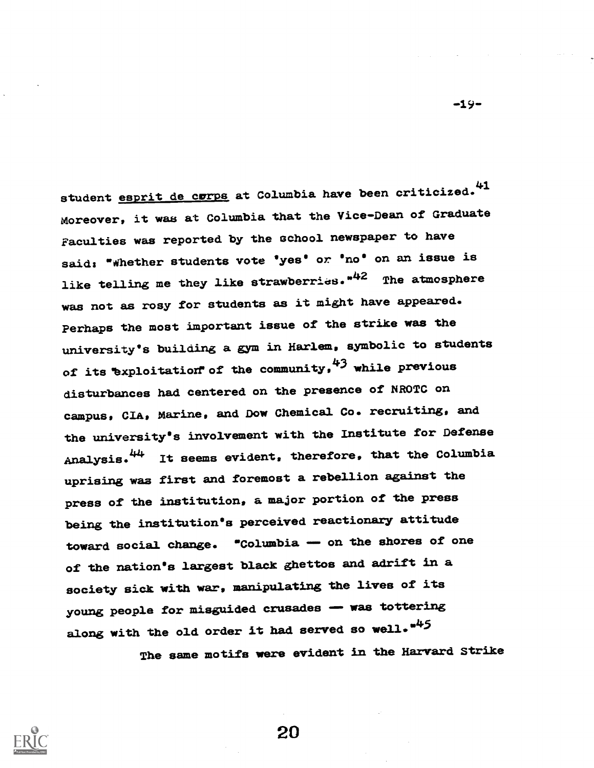student *esprit de corps* at Columbia have been criticized.[41] Moreover, it was at Columbia that the Vice-Dean of Graduate Faculties was reported by the school newspaper to have said: "Whether students vote 'yes' or 'no' on an issue is like telling me they like strawberries."[42] The atmosphere was not as rosy for students as it might have appeared. Perhaps the most important issue of the strike was the university's building a gym in Harlem, symbolic to students of its "exploitation" of the community,[43] while previous disturbances had centered on the presence of NROTC on campus, CIA, Marine, and Dow Chemical Co. recruiting, and the university's involvement with the Institute for Defense Analysis.[44] It seems evident, therefore, that the Columbia uprising was first and foremost a rebellion against the press of the institution, a major portion of the press being the institution's perceived reactionary attitude toward social change. "Columbia — on the shores of one of the nation's largest black ghettos and adrift in a society sick with war, manipulating the lives of its young people for misguided crusades — was tottering along with the old order it had served so well."[45]

The same motifs were evident in the Harvard Strike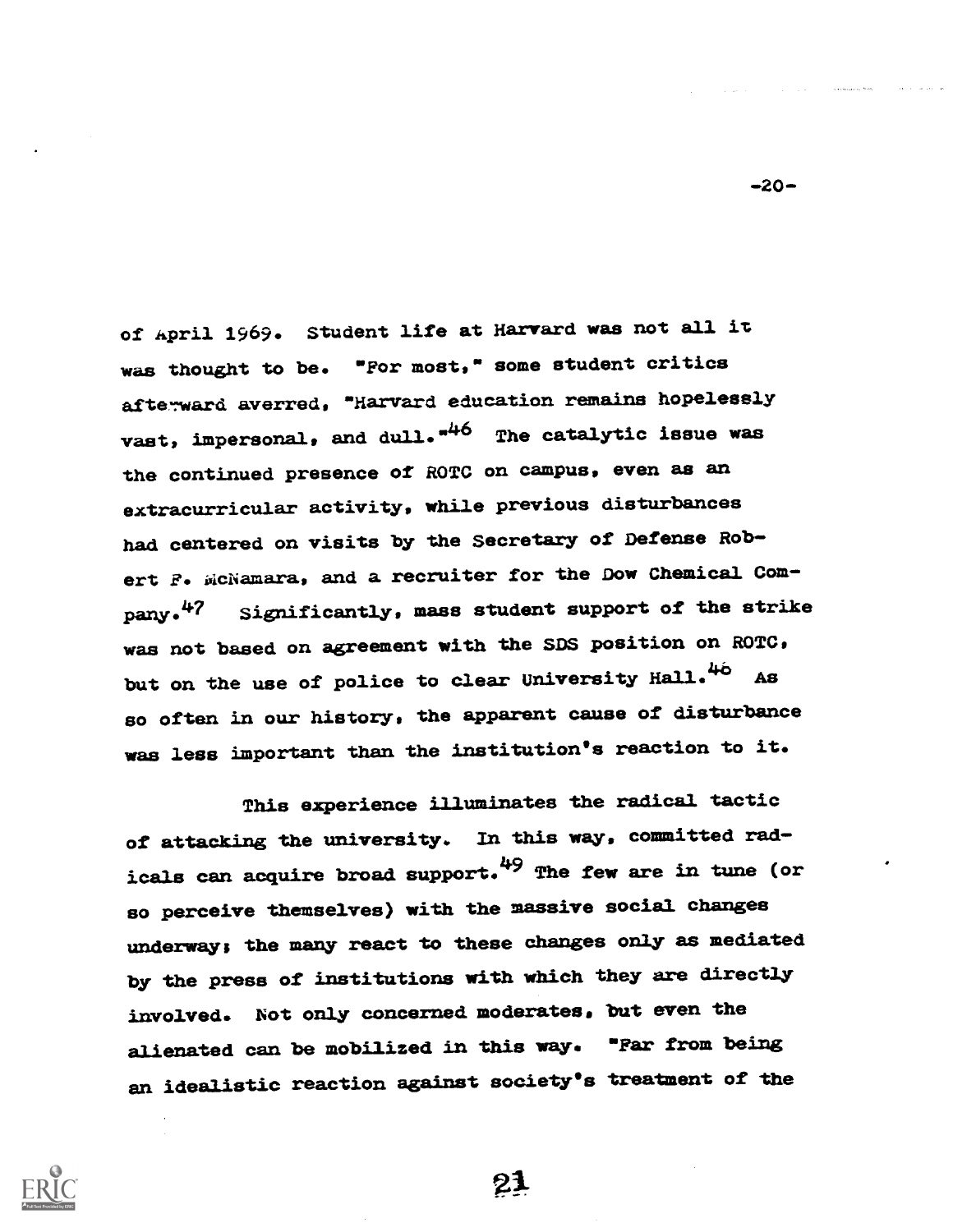of April 1969. Student life at Harvard was not all it was thought to be. "For most," some student critics afterward averred, "Harvard education remains hopelessly vast, impersonal, and dull."[46] The catalytic issue was the continued presence of ROTC on campus, even as an extracurricular activity, while previous disturbances had centered on visits by the Secretary of Defense Robert F. McNamara, and a recruiter for the Dow Chemical Company.[47] Significantly, mass student support of the strike was not based on agreement with the SDS position on ROTC, but on the use of police to clear University Hall.[48] As so often in our history, the apparent cause of disturbance was less important than the institution's reaction to it.

This experience illuminates the radical tactic of attacking the university. In this way, committed radicals can acquire broad support.[49] The few are in tune (or so perceive themselves) with the massive social changes underway; the many react to these changes only as mediated by the press of institutions with which they are directly involved. Not only concerned moderates, but even the alienated can be mobilized in this way. "Far from being an idealistic reaction against society's treatment of the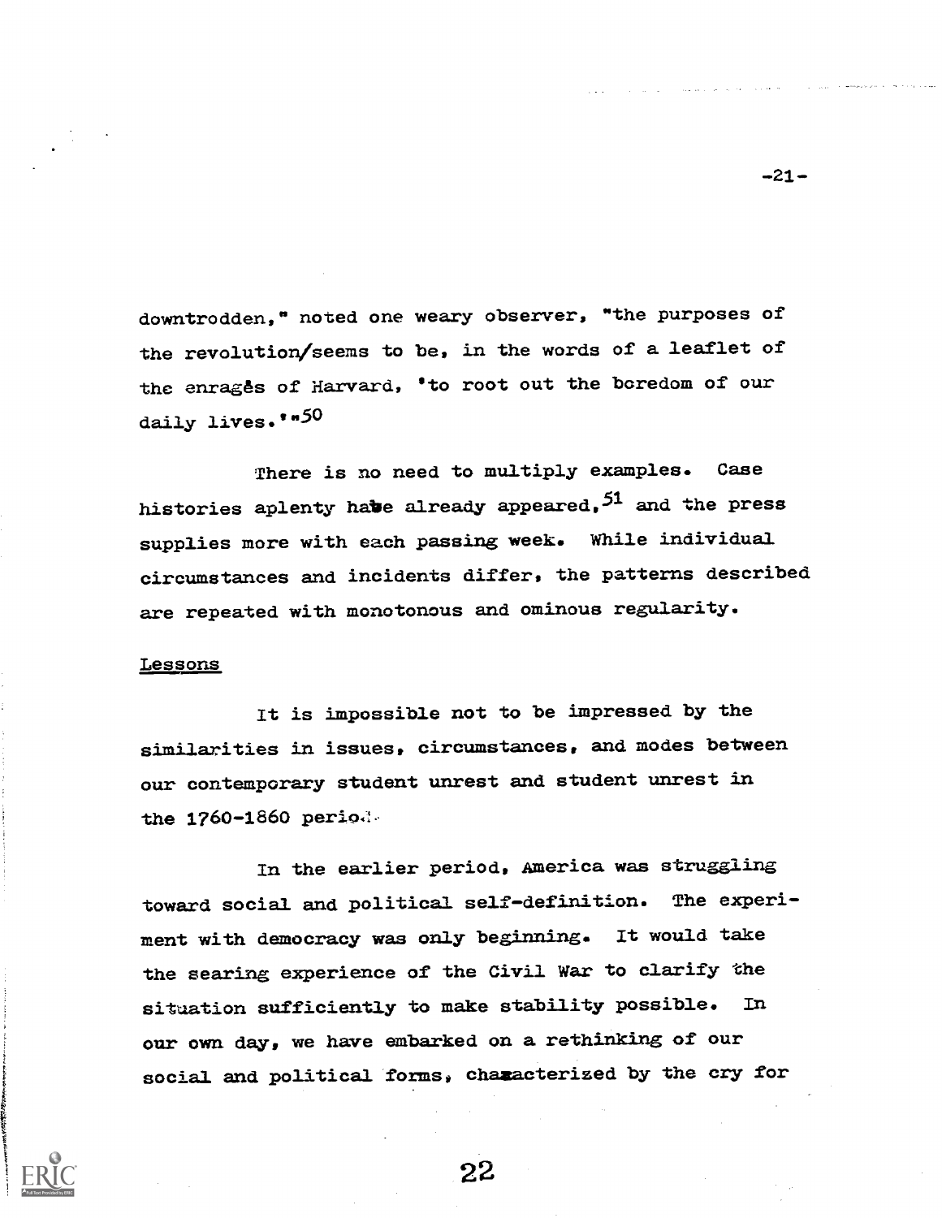downtrodden," noted one weary observer, "the purposes of the revolution/seems to be, in the words of a leaflet of the enragés of Harvard, 'to root out the boredom of our daily lives.'"[50]

There is no need to multiply examples. Case histories aplenty have already appeared,[51] and the press supplies more with each passing week. While individual circumstances and incidents differ, the patterns described are repeated with monotonous and ominous regularity.

## Lessons

It is impossible not to be impressed by the similarities in issues, circumstances, and modes between our contemporary student unrest and student unrest in the 1760-1860 period.

In the earlier period, America was struggling toward social and political self-definition. The experiment with democracy was only beginning. It would take the searing experience of the Civil War to clarify the situation sufficiently to make stability possible. In our own day, we have embarked on a rethinking of our social and political forms, characterized by the cry for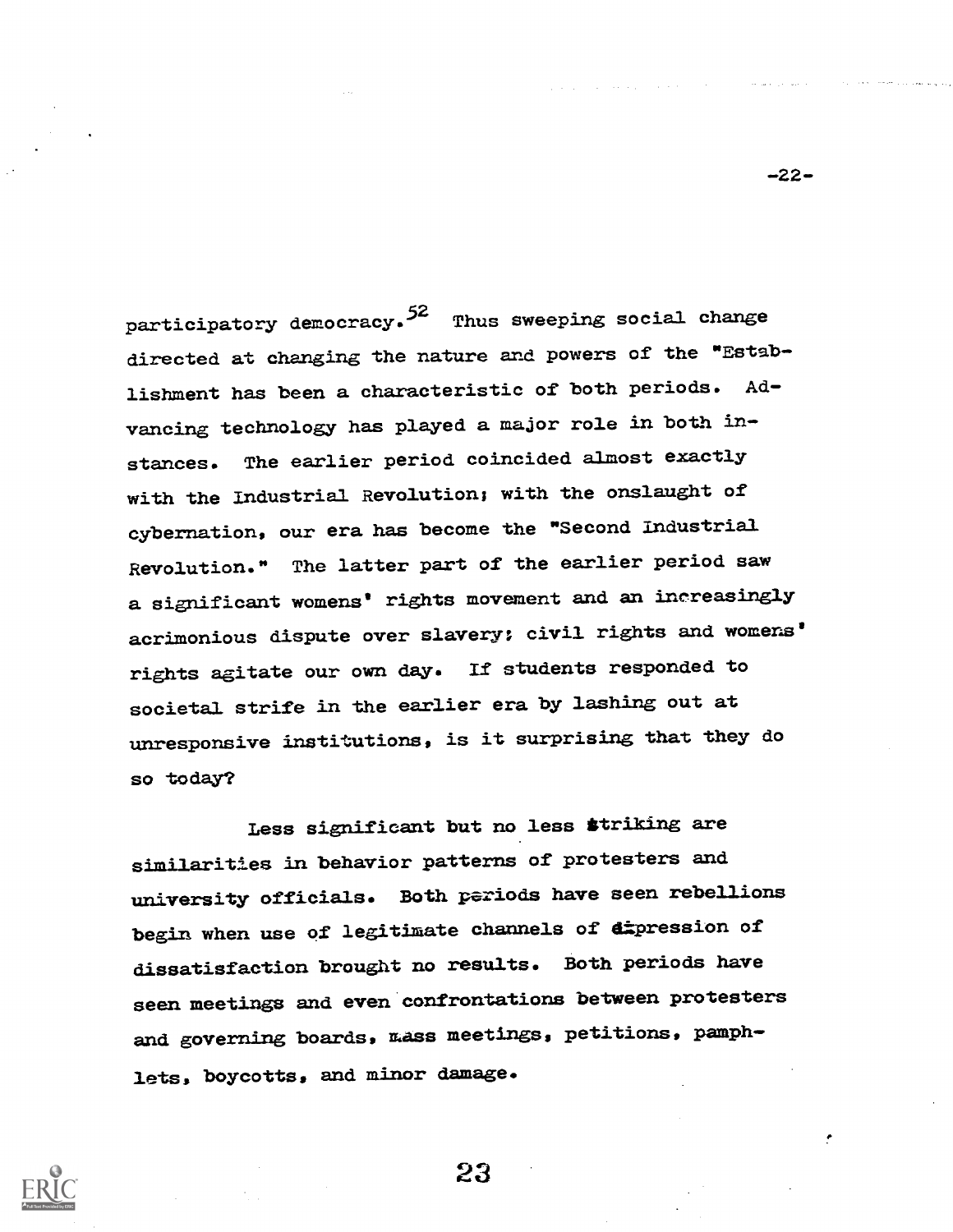participatory democracy.[52] Thus sweeping social change directed at changing the nature and powers of the "Establishment has been a characteristic of both periods. Advancing technology has played a major role in both instances. The earlier period coincided almost exactly with the Industrial Revolution; with the onslaught of cybernation, our era has become the "Second Industrial Revolution." The latter part of the earlier period saw a significant womens' rights movement and an increasingly acrimonious dispute over slavery; civil rights and womens' rights agitate our own day. If students responded to societal strife in the earlier era by lashing out at unresponsive institutions, is it surprising that they do so today?

Less significant but no less striking are similarities in behavior patterns of protesters and university officials. Both periods have seen rebellions begin when use of legitimate channels of expression of dissatisfaction brought no results. Both periods have seen meetings and even confrontations between protesters and governing boards, mass meetings, petitions, pamphlets, boycotts, and minor damage.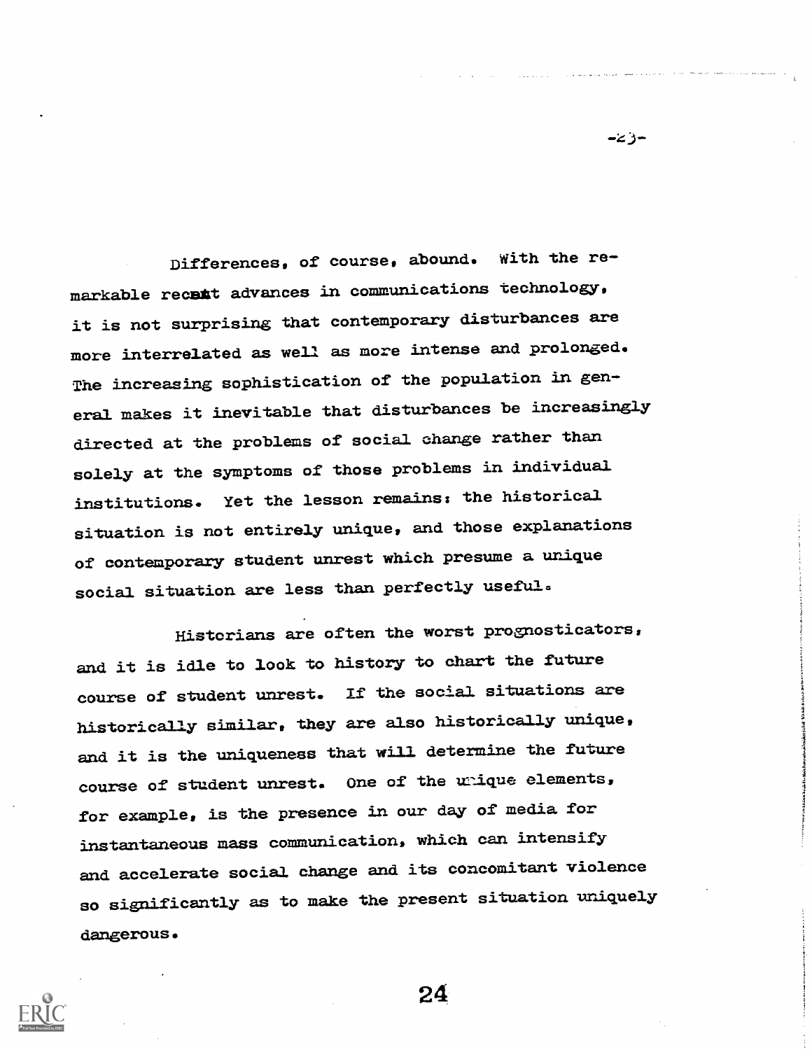Differences, of course, abound. With the remarkable recent advances in communications technology, it is not surprising that contemporary disturbances are more interrelated as well as more intense and prolonged. The increasing sophistication of the population in general makes it inevitable that disturbances be increasingly directed at the problems of social change rather than solely at the symptoms of those problems in individual institutions. Yet the lesson remains: the historical situation is not entirely unique, and those explanations of contemporary student unrest which presume a unique social situation are less than perfectly useful.

Historians are often the worst prognosticators, and it is idle to look to history to chart the future course of student unrest. If the social situations are historically similar, they are also historically unique, and it is the uniqueness that will determine the future course of student unrest. One of the unique elements, for example, is the presence in our day of media for instantaneous mass communication, which can intensify and accelerate social change and its concomitant violence so significantly as to make the present situation uniquely dangerous.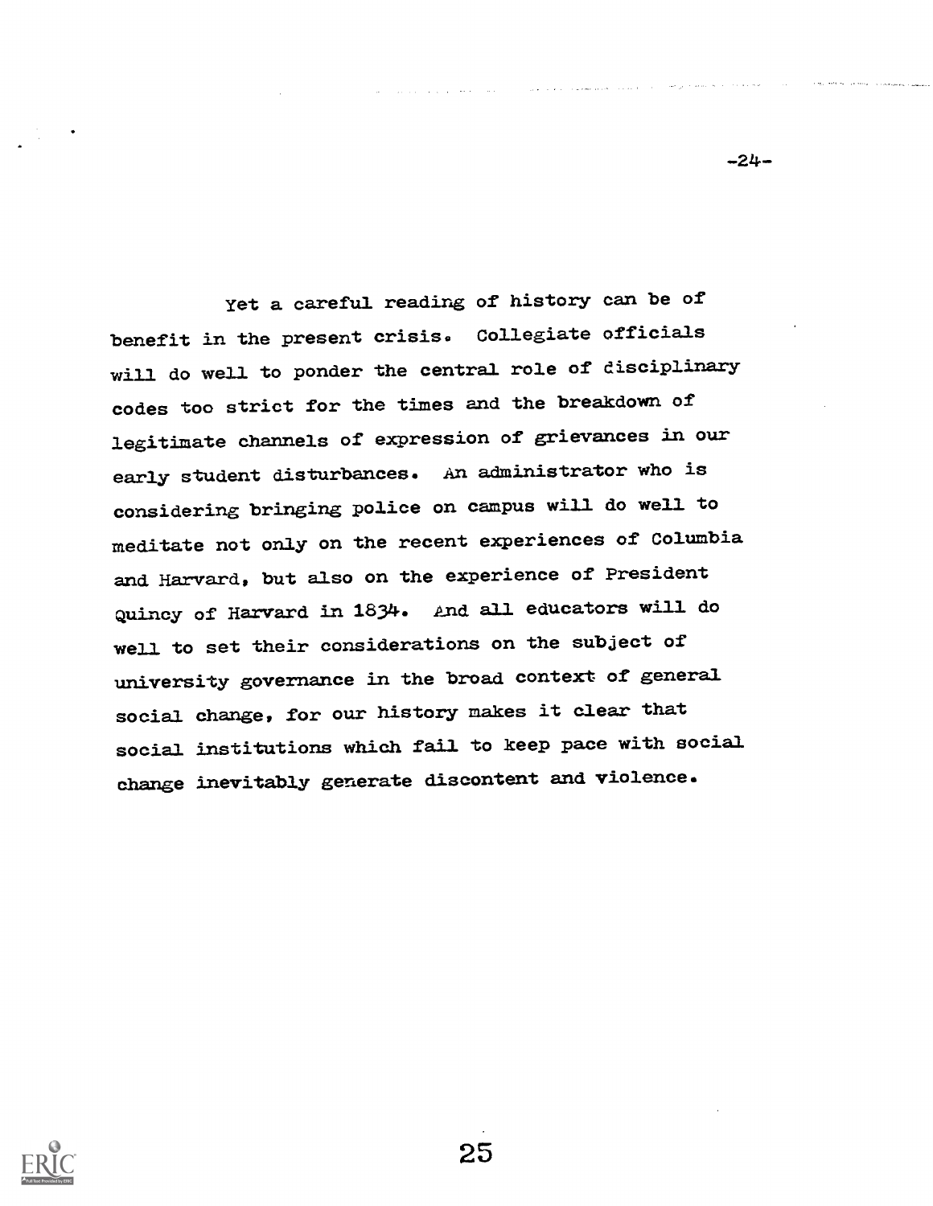Yet a careful reading of history can be of benefit in the present crisis. Collegiate officials will do well to ponder the central role of disciplinary codes too strict for the times and the breakdown of legitimate channels of expression of grievances in our early student disturbances. An administrator who is considering bringing police on campus will do well to meditate not only on the recent experiences of Columbia and Harvard, but also on the experience of President Quincy of Harvard in 1834. And all educators will do well to set their considerations on the subject of university governance in the broad context of general social change, for our history makes it clear that social institutions which fail to keep pace with social change inevitably generate discontent and violence.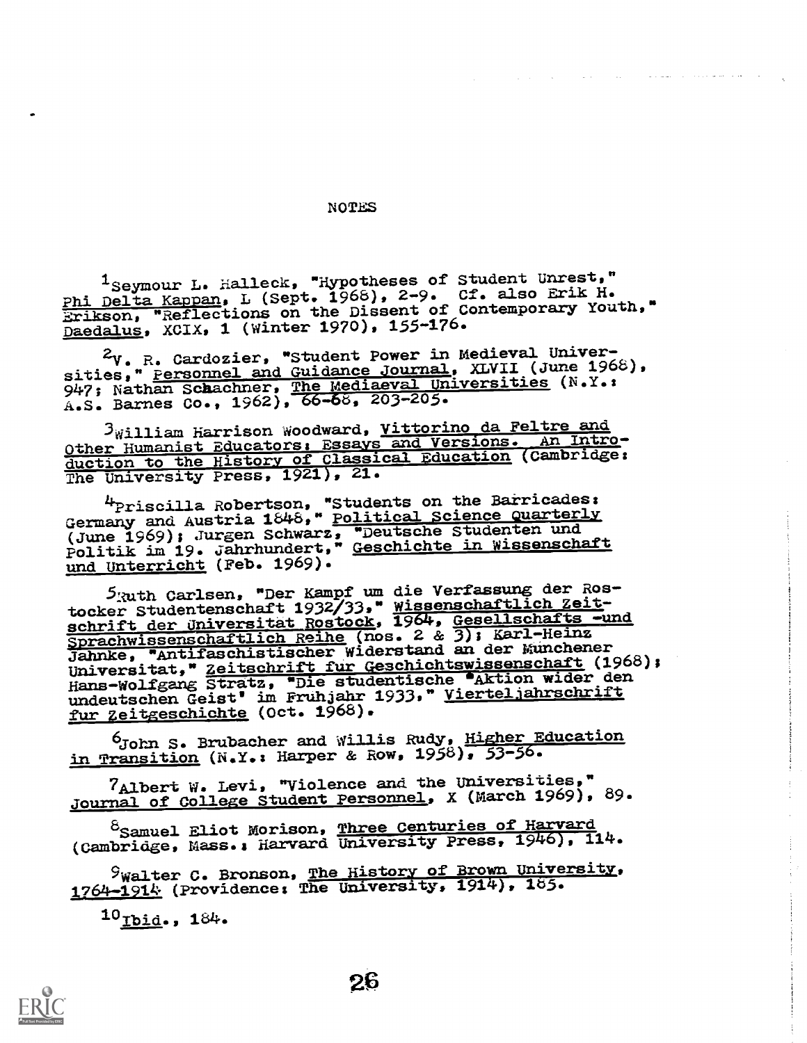# NOTES

[1]Seymour L. Halleck, "Hypotheses of Student Unrest," Phi Delta Kappan, L (Sept. 1968), 2-9. Cf. also Erik H. Erikson, "Reflections on the Dissent of Contemporary Youth," Daedalus, XCIX, 1 (Winter 1970), 155-176.

[2]V. R. Cardozier, "Student Power in Medieval Universities," Personnel and Guidance Journal, XLVII (June 1968), 947; Nathan Schachner, The Mediaeval Universities (N.Y.: A.S. Barnes Co., 1962), 66-68, 203-205.

[3]William Harrison Woodward, Vittorino da Feltre and Other Humanist Educators: Essays and Versions. An Introduction to the History of Classical Education (Cambridge: The University Press, 1921), 21.

[4]Priscilla Robertson, "Students on the Barricades: Germany and Austria 1848," Political Science Quarterly (June 1969); Jurgen Schwarz, "Deutsche Studenten und Politik im 19. Jahrhundert," Geschichte in Wissenschaft und Unterricht (Feb. 1969).

[5]Ruth Carlsen, "Der Kampf um die Verfassung der Rostocker Studentenschaft 1932/33," Wissenschaftlich Zeitschrift der Universitat Rostock, 1964, Gesellschafts -und Sprachwissenschaftlich Reihe (nos. 2 & 3); Karl-Heinz Jahnke, "Antifaschistischer Widerstand an der Munchener Universitat," Zeitschrift fur Geschichtswissenschaft (1968); Hans-Wolfgang Stratz, "Die studentische 'Aktion wider den undeutschen Geist' im Fruhjahr 1933," Vierteljahrschrift fur Zeitgeschichte (Oct. 1968).

[6]John S. Brubacher and Willis Rudy, Higher Education in Transition (N.Y.: Harper & Row, 1958), 53-56.

[7]Albert W. Levi, "Violence and the Universities," Journal of College Student Personnel, X (March 1969), 89.

[8]Samuel Eliot Morison, Three Centuries of Harvard (Cambridge, Mass.: Harvard University Press, 1946), 114.

[9]Walter C. Bronson, The History of Brown University, 1764-1914 (Providence: The University, 1914), 185.

[10]Ibid., 184.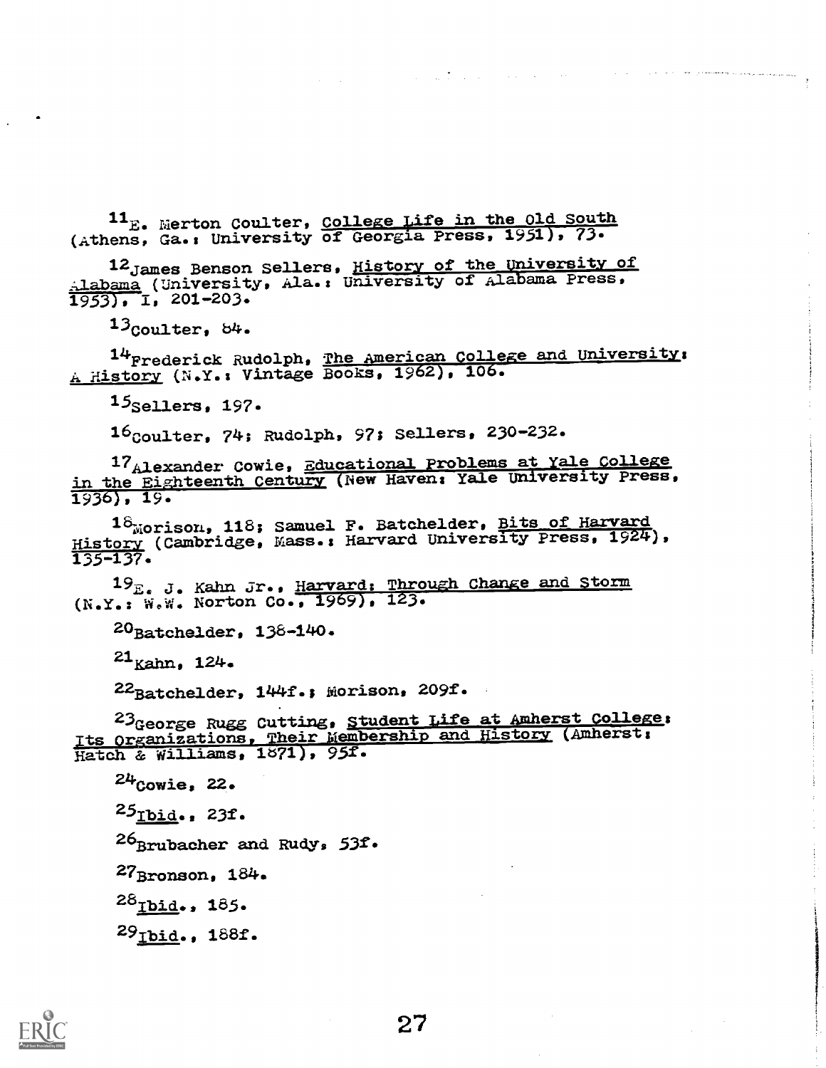[11] E. Merton Coulter, _College Life in the Old South_ (Athens, Ga.: University of Georgia Press, 1951), 73.

[12] James Benson Sellers, _History of the University of Alabama_ (University, Ala.: University of Alabama Press, 1953), I, 201-203.

[13] Coulter, 84.

[14] Frederick Rudolph, _The American College and University: A History_ (N.Y.: Vintage Books, 1962), 106.

[15] Sellers, 197.

[16] Coulter, 74; Rudolph, 97; Sellers, 230-232.

[17] Alexander Cowie, _Educational Problems at Yale College in the Eighteenth Century_ (New Haven: Yale University Press, 1936), 19.

[18] Morison, 118; Samuel F. Batchelder, _Bits of Harvard History_ (Cambridge, Mass.: Harvard University Press, 1924), 135-137.

[19] E. J. Kahn Jr., _Harvard: Through Change and Storm_ (N.Y.: W.W. Norton Co., 1969), 123.

[20] Batchelder, 138-140.

[21] Kahn, 124.

[22] Batchelder, 144f.; Morison, 209f.

[23] George Rugg Cutting, _Student Life at Amherst College: Its Organizations, Their Membership and History_ (Amherst: Hatch & Williams, 1871), 95f.

[24] Cowie, 22.

[25] _Ibid._, 23f.

[26] Brubacher and Rudy, 53f.

[27] Bronson, 184.

[28] _Ibid._, 185.

[29] _Ibid._, 188f.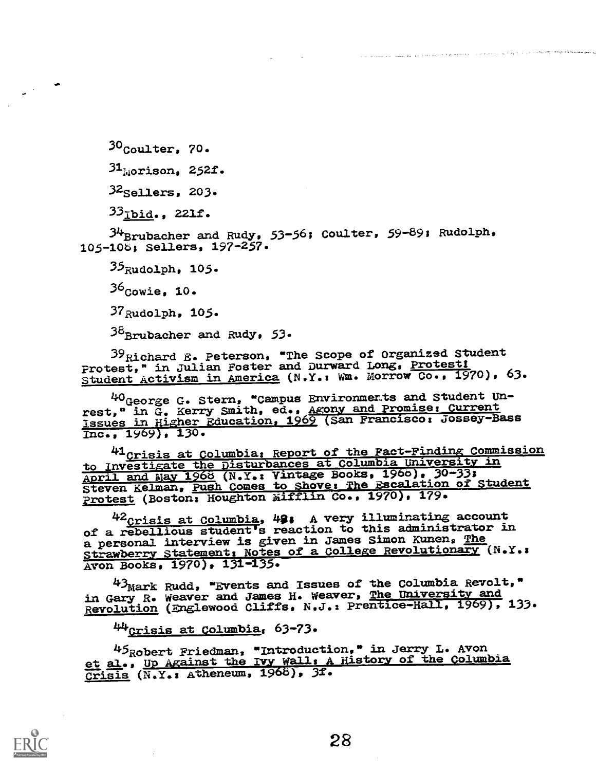[30]Coulter, 70.

[31]Morison, 252f.

[32]Sellers, 203.

[33]Ibid., 221f.

[34]Brubacher and Rudy, 53-56; Coulter, 59-89; Rudolph, 105-108; Sellers, 197-257.

[35]Rudolph, 105.

[36]Cowie, 10.

[37]Rudolph, 105.

[38]Brubacher and Rudy, 53.

[39]Richard E. Peterson, "The Scope of Organized Student Protest," in Julian Foster and Durward Long, Protest: Student Activism in America (N.Y.: Wm. Morrow Co., 1970), 63.

[40]George G. Stern, "Campus Environments and Student Unrest," in G. Kerry Smith, ed., Agony and Promise: Current Issues in Higher Education, 1969 (San Francisco: Jossey-Bass Inc., 1969), 130.

[41]Crisis at Columbia: Report of the Fact-Finding Commission to Investigate the Disturbances at Columbia University in April and May 1968 (N.Y.: Vintage Books, 1968), 30-33; Steven Kelman, Push Comes to Shove: The Escalation of Student Protest (Boston: Houghton Mifflin Co., 1970), 179.

[42]Crisis at Columbia, 49: A very illuminating account of a rebellious student's reaction to this administrator in a personal interview is given in James Simon Kunen, The Strawberry Statement: Notes of a College Revolutionary (N.Y.: Avon Books, 1970), 131-135.

[43]Mark Rudd, "Events and Issues of the Columbia Revolt," in Gary R. Weaver and James H. Weaver, The University and Revolution (Englewood Cliffs, N.J.: Prentice-Hall, 1969), 133.

[44]Crisis at Columbia, 63-73.

[45]Robert Friedman, "Introduction," in Jerry L. Avon et al., Up Against the Ivy Wall: A History of the Columbia Crisis (N.Y.: Atheneum, 1968), 3f.